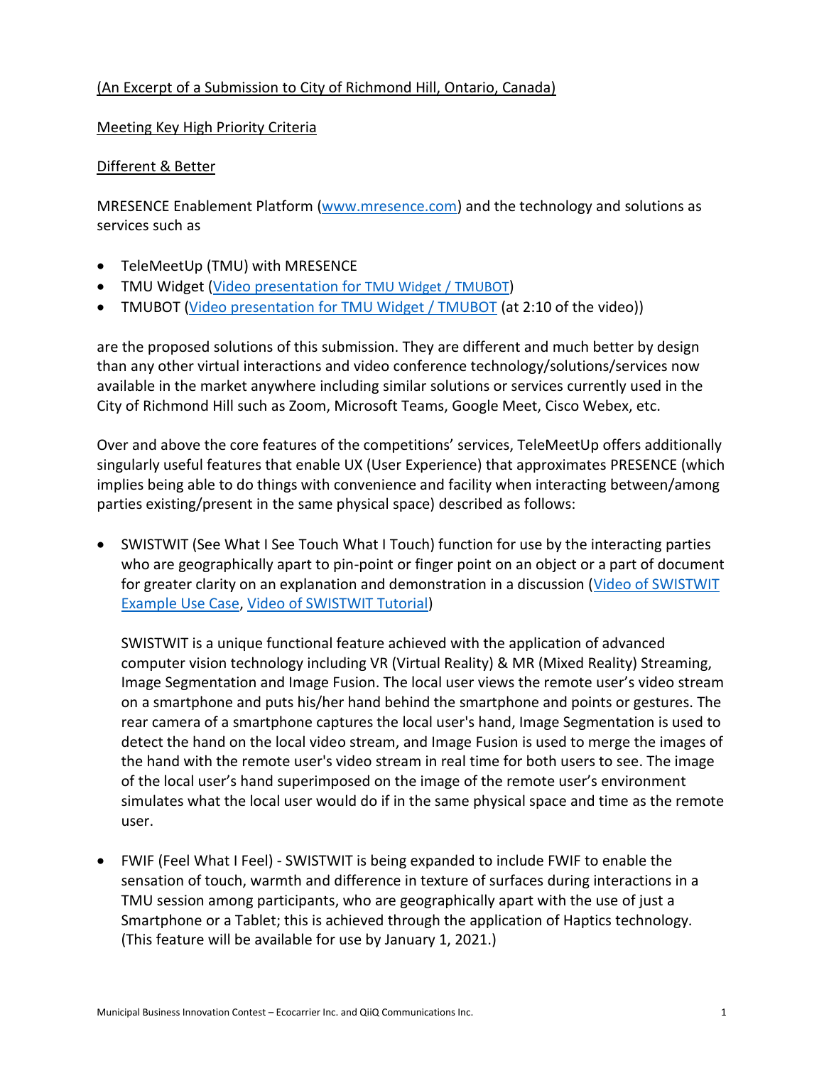(An Excerpt of a Submission to City of Richmond Hill, Ontario, Canada)

Meeting Key High Priority Criteria

Different & Better

MRESENCE Enablement Platform (www.mresence.com) and the technology and solutions as services such as

- TeleMeetUp (TMU) with MRESENCE
- TMU Widget (Video presentation for TMU Widget / TMUBOT)
- TMUBOT (Video presentation for TMU Widget / TMUBOT (at 2:10 of the video))

are the proposed solutions of this submission. They are different and much better by design than any other virtual interactions and video conference technology/solutions/services now available in the market anywhere including similar solutions or services currently used in the City of Richmond Hill such as Zoom, Microsoft Teams, Google Meet, Cisco Webex, etc.

Over and above the core features of the competitions' services, TeleMeetUp offers additionally singularly useful features that enable UX (User Experience) that approximates PRESENCE (which implies being able to do things with convenience and facility when interacting between/among parties existing/present in the same physical space) described as follows:

- SWISTWIT (See What I See Touch What I Touch) function for use by the interacting parties who are geographically apart to pin-point or finger point on an object or a part of document for greater clarity on an explanation and demonstration in a discussion (Video of SWISTWIT Example Use Case, Video of SWISTWIT Tutorial)

  SWISTWIT is a unique functional feature achieved with the application of advanced computer vision technology including VR (Virtual Reality) & MR (Mixed Reality) Streaming, Image Segmentation and Image Fusion. The local user views the remote user's video stream on a smartphone and puts his/her hand behind the smartphone and points or gestures. The rear camera of a smartphone captures the local user's hand, Image Segmentation is used to detect the hand on the local video stream, and Image Fusion is used to merge the images of the hand with the remote user's video stream in real time for both users to see. The image of the local user's hand superimposed on the image of the remote user's environment simulates what the local user would do if in the same physical space and time as the remote user.

- FWIF (Feel What I Feel) - SWISTWIT is being expanded to include FWIF to enable the sensation of touch, warmth and difference in texture of surfaces during interactions in a TMU session among participants, who are geographically apart with the use of just a Smartphone or a Tablet; this is achieved through the application of Haptics technology. (This feature will be available for use by January 1, 2021.)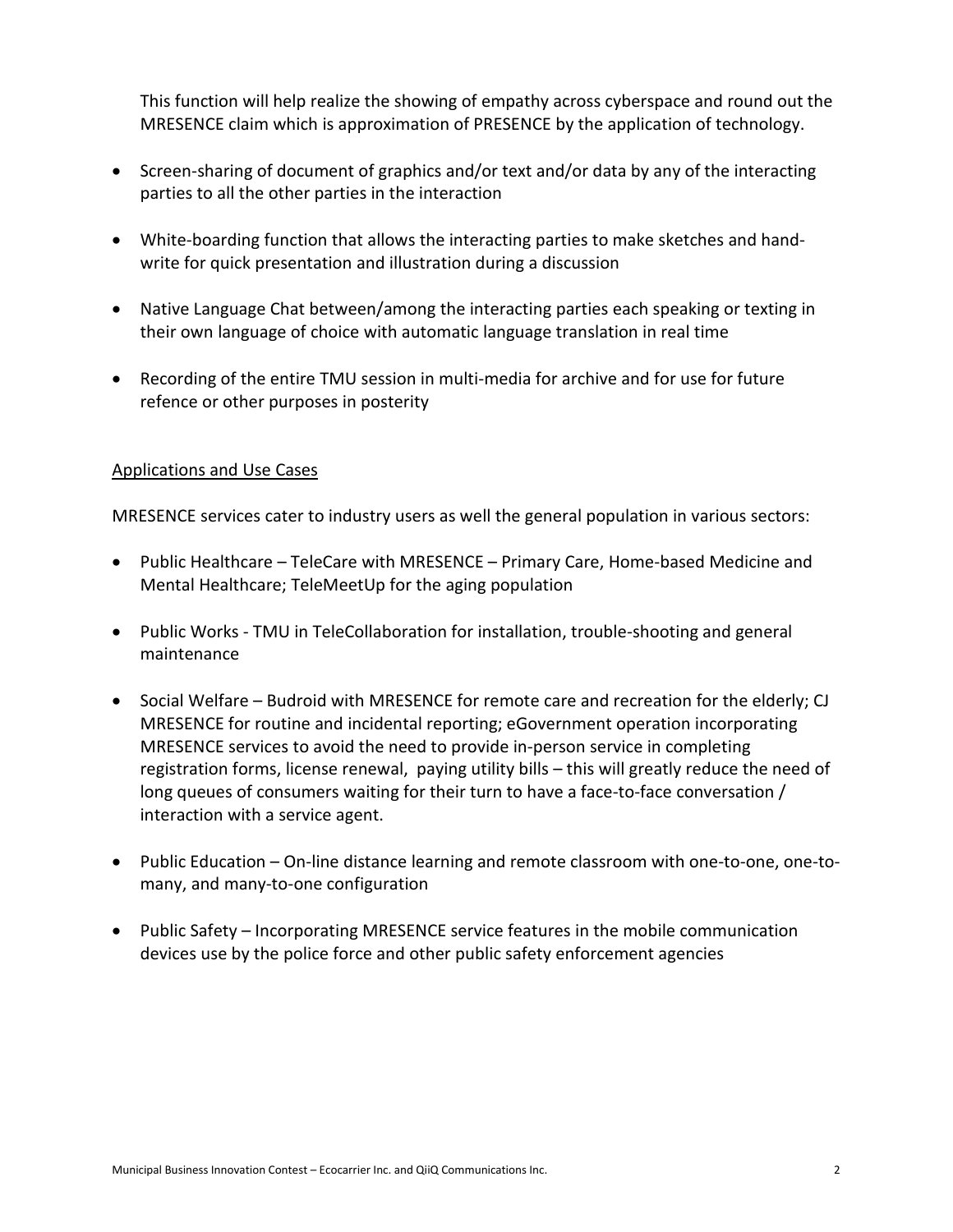This function will help realize the showing of empathy across cyberspace and round out the MRESENCE claim which is approximation of PRESENCE by the application of technology.

- Screen-sharing of document of graphics and/or text and/or data by any of the interacting parties to all the other parties in the interaction
- White-boarding function that allows the interacting parties to make sketches and hand-write for quick presentation and illustration during a discussion
- Native Language Chat between/among the interacting parties each speaking or texting in their own language of choice with automatic language translation in real time
- Recording of the entire TMU session in multi-media for archive and for use for future refence or other purposes in posterity

<u>Applications and Use Cases</u>

MRESENCE services cater to industry users as well the general population in various sectors:

- Public Healthcare – TeleCare with MRESENCE – Primary Care, Home-based Medicine and Mental Healthcare; TeleMeetUp for the aging population
- Public Works - TMU in TeleCollaboration for installation, trouble-shooting and general maintenance
- Social Welfare – Budroid with MRESENCE for remote care and recreation for the elderly; CJ MRESENCE for routine and incidental reporting; eGovernment operation incorporating MRESENCE services to avoid the need to provide in-person service in completing registration forms, license renewal, paying utility bills – this will greatly reduce the need of long queues of consumers waiting for their turn to have a face-to-face conversation / interaction with a service agent.
- Public Education – On-line distance learning and remote classroom with one-to-one, one-to-many, and many-to-one configuration
- Public Safety – Incorporating MRESENCE service features in the mobile communication devices use by the police force and other public safety enforcement agencies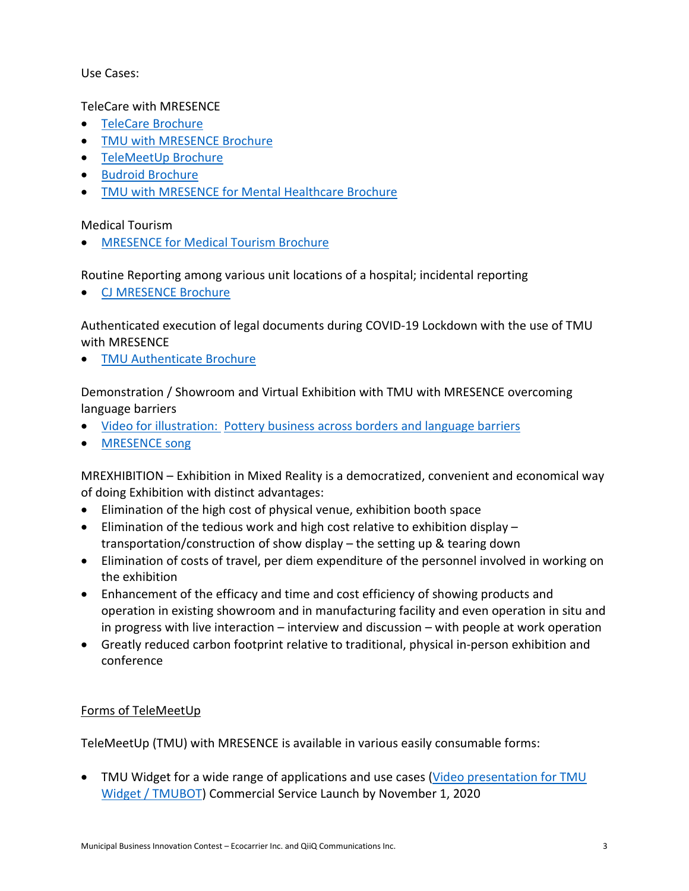Use Cases:

TeleCare with MRESENCE

- TeleCare Brochure
- TMU with MRESENCE Brochure
- TeleMeetUp Brochure
- Budroid Brochure
- TMU with MRESENCE for Mental Healthcare Brochure

Medical Tourism

- MRESENCE for Medical Tourism Brochure

Routine Reporting among various unit locations of a hospital; incidental reporting

- CJ MRESENCE Brochure

Authenticated execution of legal documents during COVID-19 Lockdown with the use of TMU with MRESENCE

- TMU Authenticate Brochure

Demonstration / Showroom and Virtual Exhibition with TMU with MRESENCE overcoming language barriers

- Video for illustration: Pottery business across borders and language barriers
- MRESENCE song

MREXHIBITION – Exhibition in Mixed Reality is a democratized, convenient and economical way of doing Exhibition with distinct advantages:

- Elimination of the high cost of physical venue, exhibition booth space
- Elimination of the tedious work and high cost relative to exhibition display – transportation/construction of show display – the setting up & tearing down
- Elimination of costs of travel, per diem expenditure of the personnel involved in working on the exhibition
- Enhancement of the efficacy and time and cost efficiency of showing products and operation in existing showroom and in manufacturing facility and even operation in situ and in progress with live interaction – interview and discussion – with people at work operation
- Greatly reduced carbon footprint relative to traditional, physical in-person exhibition and conference

<u>Forms of TeleMeetUp</u>

TeleMeetUp (TMU) with MRESENCE is available in various easily consumable forms:

- TMU Widget for a wide range of applications and use cases (Video presentation for TMU Widget / TMUBOT) Commercial Service Launch by November 1, 2020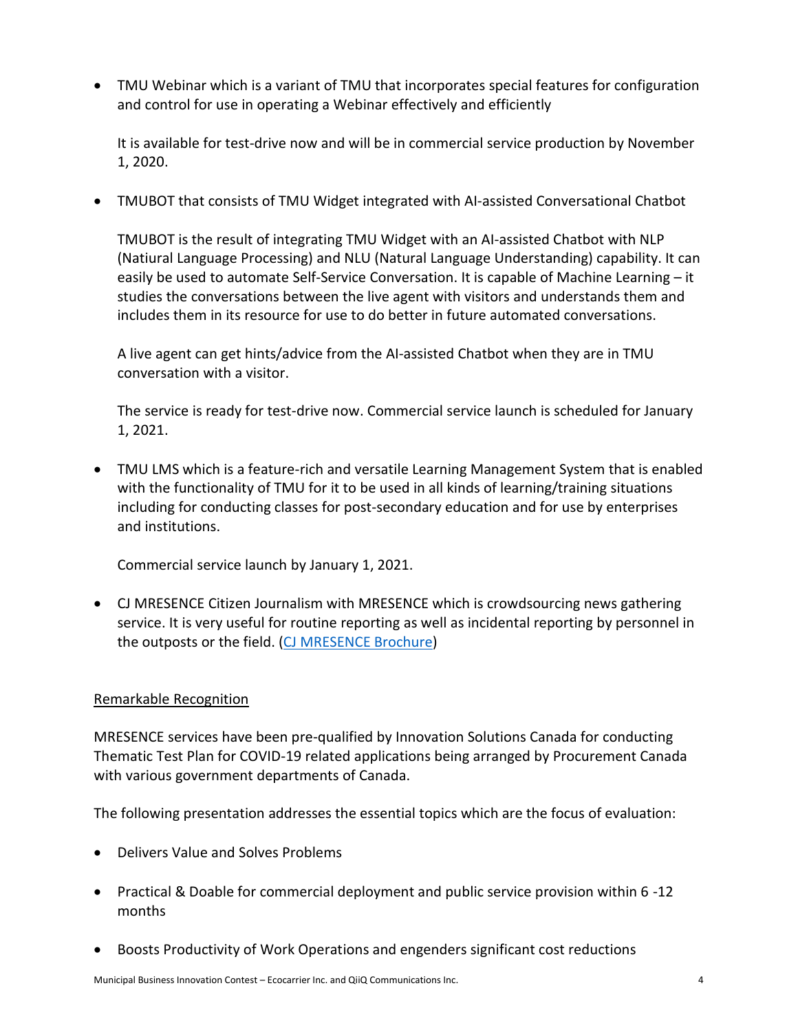- TMU Webinar which is a variant of TMU that incorporates special features for configuration and control for use in operating a Webinar effectively and efficiently

  It is available for test-drive now and will be in commercial service production by November 1, 2020.

- TMUBOT that consists of TMU Widget integrated with AI-assisted Conversational Chatbot

  TMUBOT is the result of integrating TMU Widget with an AI-assisted Chatbot with NLP (Natiural Language Processing) and NLU (Natural Language Understanding) capability. It can easily be used to automate Self-Service Conversation. It is capable of Machine Learning – it studies the conversations between the live agent with visitors and understands them and includes them in its resource for use to do better in future automated conversations.

  A live agent can get hints/advice from the AI-assisted Chatbot when they are in TMU conversation with a visitor.

  The service is ready for test-drive now. Commercial service launch is scheduled for January 1, 2021.

- TMU LMS which is a feature-rich and versatile Learning Management System that is enabled with the functionality of TMU for it to be used in all kinds of learning/training situations including for conducting classes for post-secondary education and for use by enterprises and institutions.

  Commercial service launch by January 1, 2021.

- CJ MRESENCE Citizen Journalism with MRESENCE which is crowdsourcing news gathering service. It is very useful for routine reporting as well as incidental reporting by personnel in the outposts or the field. (CJ MRESENCE Brochure)

<u>Remarkable Recognition</u>

MRESENCE services have been pre-qualified by Innovation Solutions Canada for conducting Thematic Test Plan for COVID-19 related applications being arranged by Procurement Canada with various government departments of Canada.

The following presentation addresses the essential topics which are the focus of evaluation:

- Delivers Value and Solves Problems
- Practical & Doable for commercial deployment and public service provision within 6 -12 months
- Boosts Productivity of Work Operations and engenders significant cost reductions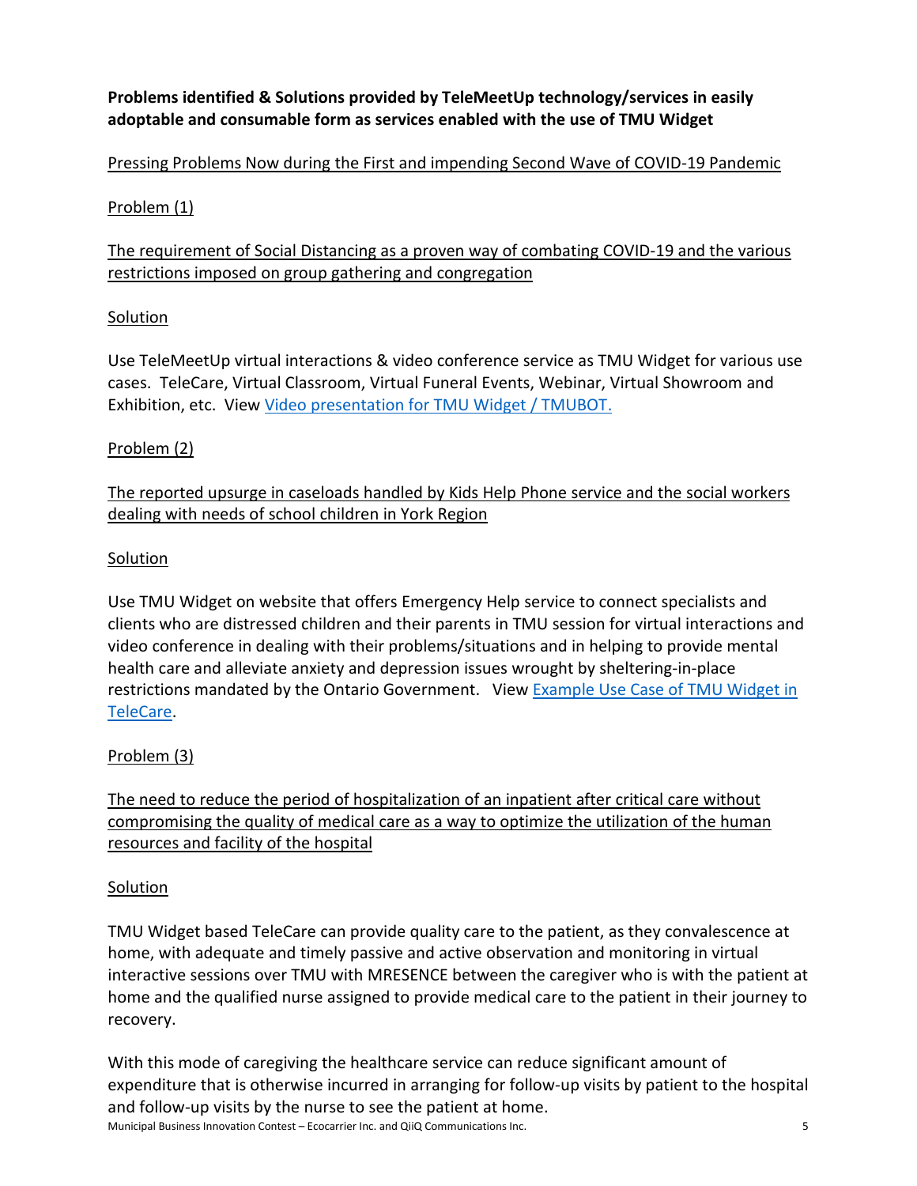**Problems identified & Solutions provided by TeleMeetUp technology/services in easily adoptable and consumable form as services enabled with the use of TMU Widget**

<u>Pressing Problems Now during the First and impending Second Wave of COVID-19 Pandemic</u>

<u>Problem (1)</u>

<u>The requirement of Social Distancing as a proven way of combating COVID-19 and the various restrictions imposed on group gathering and congregation</u>

<u>Solution</u>

Use TeleMeetUp virtual interactions & video conference service as TMU Widget for various use cases. TeleCare, Virtual Classroom, Virtual Funeral Events, Webinar, Virtual Showroom and Exhibition, etc. View [Video presentation for TMU Widget / TMUBOT.]

<u>Problem (2)</u>

<u>The reported upsurge in caseloads handled by Kids Help Phone service and the social workers dealing with needs of school children in York Region</u>

<u>Solution</u>

Use TMU Widget on website that offers Emergency Help service to connect specialists and clients who are distressed children and their parents in TMU session for virtual interactions and video conference in dealing with their problems/situations and in helping to provide mental health care and alleviate anxiety and depression issues wrought by sheltering-in-place restrictions mandated by the Ontario Government. View [Example Use Case of TMU Widget in TeleCare].

<u>Problem (3)</u>

<u>The need to reduce the period of hospitalization of an inpatient after critical care without compromising the quality of medical care as a way to optimize the utilization of the human resources and facility of the hospital</u>

<u>Solution</u>

TMU Widget based TeleCare can provide quality care to the patient, as they convalescence at home, with adequate and timely passive and active observation and monitoring in virtual interactive sessions over TMU with MRESENCE between the caregiver who is with the patient at home and the qualified nurse assigned to provide medical care to the patient in their journey to recovery.

With this mode of caregiving the healthcare service can reduce significant amount of expenditure that is otherwise incurred in arranging for follow-up visits by patient to the hospital and follow-up visits by the nurse to see the patient at home.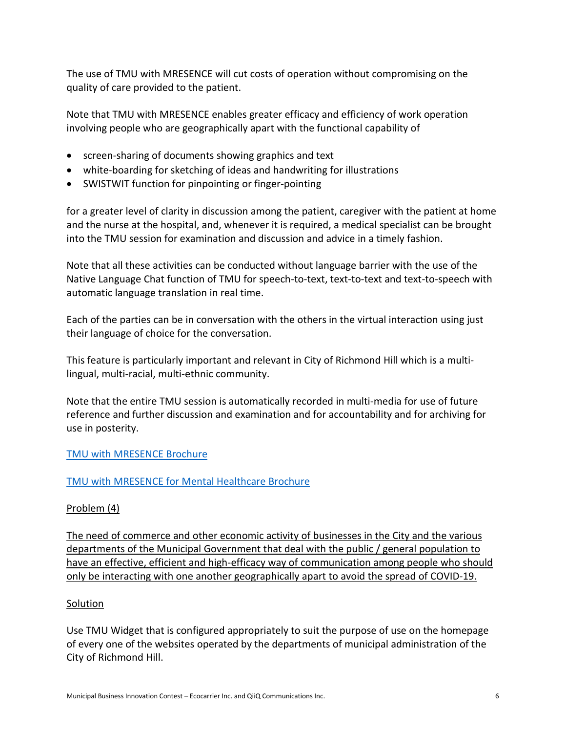The use of TMU with MRESENCE will cut costs of operation without compromising on the quality of care provided to the patient.

Note that TMU with MRESENCE enables greater efficacy and efficiency of work operation involving people who are geographically apart with the functional capability of

- screen-sharing of documents showing graphics and text
- white-boarding for sketching of ideas and handwriting for illustrations
- SWISTWIT function for pinpointing or finger-pointing

for a greater level of clarity in discussion among the patient, caregiver with the patient at home and the nurse at the hospital, and, whenever it is required, a medical specialist can be brought into the TMU session for examination and discussion and advice in a timely fashion.

Note that all these activities can be conducted without language barrier with the use of the Native Language Chat function of TMU for speech-to-text, text-to-text and text-to-speech with automatic language translation in real time.

Each of the parties can be in conversation with the others in the virtual interaction using just their language of choice for the conversation.

This feature is particularly important and relevant in City of Richmond Hill which is a multi-lingual, multi-racial, multi-ethnic community.

Note that the entire TMU session is automatically recorded in multi-media for use of future reference and further discussion and examination and for accountability and for archiving for use in posterity.

TMU with MRESENCE Brochure

TMU with MRESENCE for Mental Healthcare Brochure

Problem (4)

The need of commerce and other economic activity of businesses in the City and the various departments of the Municipal Government that deal with the public / general population to have an effective, efficient and high-efficacy way of communication among people who should only be interacting with one another geographically apart to avoid the spread of COVID-19.

Solution

Use TMU Widget that is configured appropriately to suit the purpose of use on the homepage of every one of the websites operated by the departments of municipal administration of the City of Richmond Hill.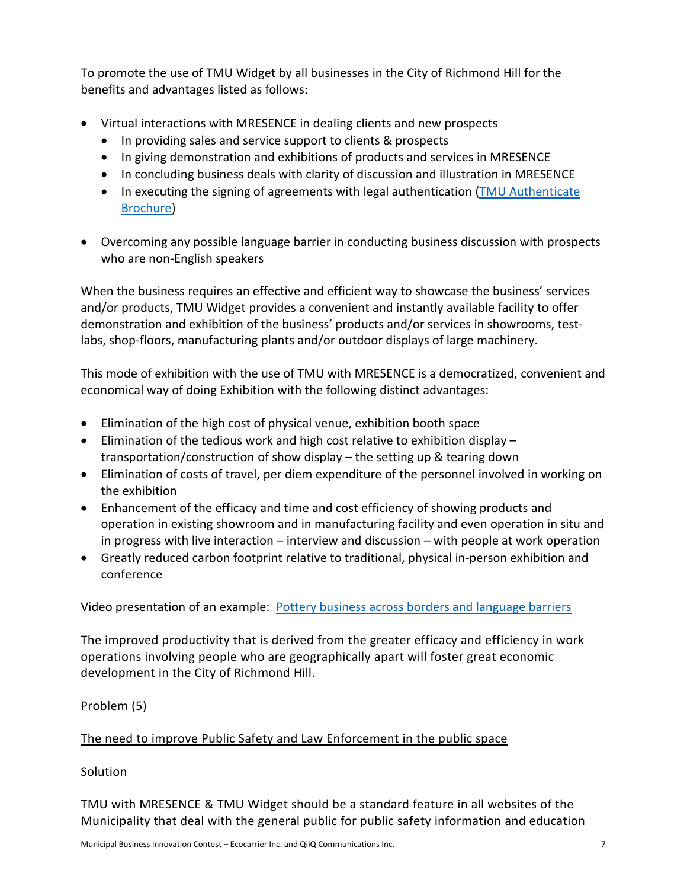To promote the use of TMU Widget by all businesses in the City of Richmond Hill for the benefits and advantages listed as follows:

- Virtual interactions with MRESENCE in dealing clients and new prospects
  - In providing sales and service support to clients & prospects
  - In giving demonstration and exhibitions of products and services in MRESENCE
  - In concluding business deals with clarity of discussion and illustration in MRESENCE
  - In executing the signing of agreements with legal authentication (TMU Authenticate Brochure)
- Overcoming any possible language barrier in conducting business discussion with prospects who are non-English speakers

When the business requires an effective and efficient way to showcase the business' services and/or products, TMU Widget provides a convenient and instantly available facility to offer demonstration and exhibition of the business' products and/or services in showrooms, test-labs, shop-floors, manufacturing plants and/or outdoor displays of large machinery.

This mode of exhibition with the use of TMU with MRESENCE is a democratized, convenient and economical way of doing Exhibition with the following distinct advantages:

- Elimination of the high cost of physical venue, exhibition booth space
- Elimination of the tedious work and high cost relative to exhibition display – transportation/construction of show display – the setting up & tearing down
- Elimination of costs of travel, per diem expenditure of the personnel involved in working on the exhibition
- Enhancement of the efficacy and time and cost efficiency of showing products and operation in existing showroom and in manufacturing facility and even operation in situ and in progress with live interaction – interview and discussion – with people at work operation
- Greatly reduced carbon footprint relative to traditional, physical in-person exhibition and conference

Video presentation of an example: Pottery business across borders and language barriers

The improved productivity that is derived from the greater efficacy and efficiency in work operations involving people who are geographically apart will foster great economic development in the City of Richmond Hill.

Problem (5)

The need to improve Public Safety and Law Enforcement in the public space

Solution

TMU with MRESENCE & TMU Widget should be a standard feature in all websites of the Municipality that deal with the general public for public safety information and education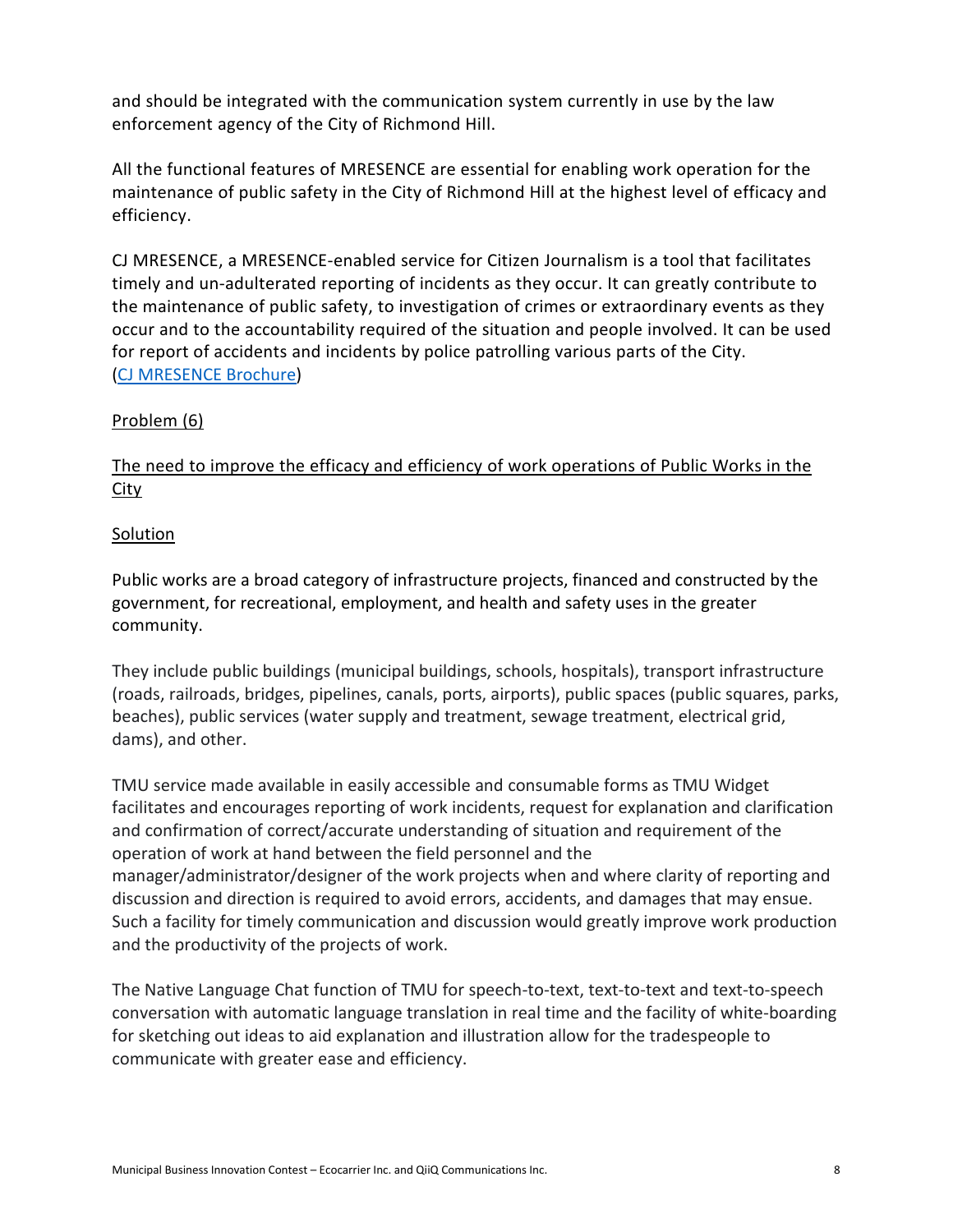and should be integrated with the communication system currently in use by the law enforcement agency of the City of Richmond Hill.

All the functional features of MRESENCE are essential for enabling work operation for the maintenance of public safety in the City of Richmond Hill at the highest level of efficacy and efficiency.

CJ MRESENCE, a MRESENCE-enabled service for Citizen Journalism is a tool that facilitates timely and un-adulterated reporting of incidents as they occur. It can greatly contribute to the maintenance of public safety, to investigation of crimes or extraordinary events as they occur and to the accountability required of the situation and people involved. It can be used for report of accidents and incidents by police patrolling various parts of the City. (CJ MRESENCE Brochure)

Problem (6)

The need to improve the efficacy and efficiency of work operations of Public Works in the City

Solution

Public works are a broad category of infrastructure projects, financed and constructed by the government, for recreational, employment, and health and safety uses in the greater community.

They include public buildings (municipal buildings, schools, hospitals), transport infrastructure (roads, railroads, bridges, pipelines, canals, ports, airports), public spaces (public squares, parks, beaches), public services (water supply and treatment, sewage treatment, electrical grid, dams), and other.

TMU service made available in easily accessible and consumable forms as TMU Widget facilitates and encourages reporting of work incidents, request for explanation and clarification and confirmation of correct/accurate understanding of situation and requirement of the operation of work at hand between the field personnel and the manager/administrator/designer of the work projects when and where clarity of reporting and discussion and direction is required to avoid errors, accidents, and damages that may ensue. Such a facility for timely communication and discussion would greatly improve work production and the productivity of the projects of work.

The Native Language Chat function of TMU for speech-to-text, text-to-text and text-to-speech conversation with automatic language translation in real time and the facility of white-boarding for sketching out ideas to aid explanation and illustration allow for the tradespeople to communicate with greater ease and efficiency.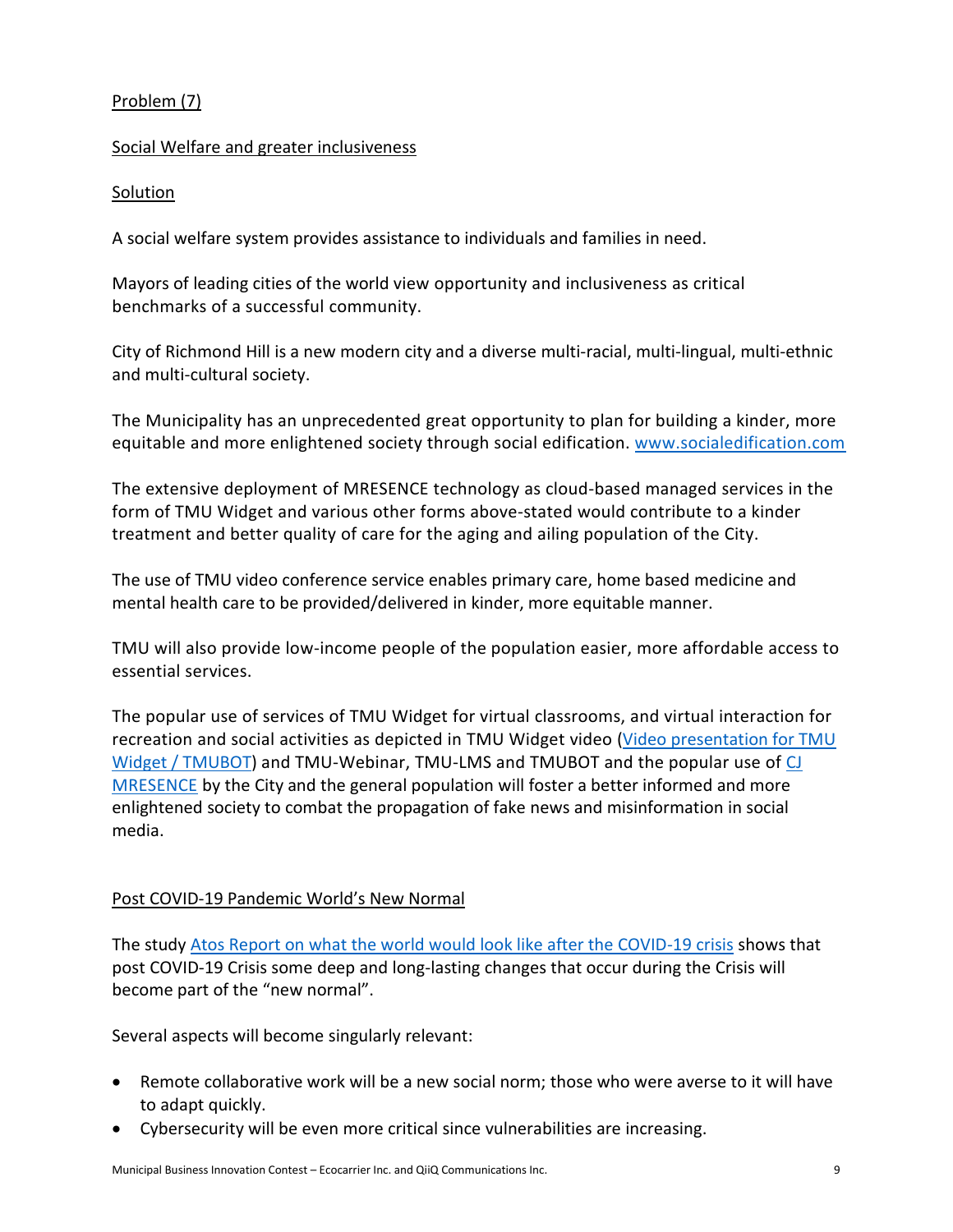Problem (7)

Social Welfare and greater inclusiveness

Solution

A social welfare system provides assistance to individuals and families in need.

Mayors of leading cities of the world view opportunity and inclusiveness as critical benchmarks of a successful community.

City of Richmond Hill is a new modern city and a diverse multi-racial, multi-lingual, multi-ethnic and multi-cultural society.

The Municipality has an unprecedented great opportunity to plan for building a kinder, more equitable and more enlightened society through social edification. www.socialedification.com

The extensive deployment of MRESENCE technology as cloud-based managed services in the form of TMU Widget and various other forms above-stated would contribute to a kinder treatment and better quality of care for the aging and ailing population of the City.

The use of TMU video conference service enables primary care, home based medicine and mental health care to be provided/delivered in kinder, more equitable manner.

TMU will also provide low-income people of the population easier, more affordable access to essential services.

The popular use of services of TMU Widget for virtual classrooms, and virtual interaction for recreation and social activities as depicted in TMU Widget video (Video presentation for TMU Widget / TMUBOT) and TMU-Webinar, TMU-LMS and TMUBOT and the popular use of CJ MRESENCE by the City and the general population will foster a better informed and more enlightened society to combat the propagation of fake news and misinformation in social media.

Post COVID-19 Pandemic World's New Normal

The study Atos Report on what the world would look like after the COVID-19 crisis shows that post COVID-19 Crisis some deep and long-lasting changes that occur during the Crisis will become part of the "new normal".

Several aspects will become singularly relevant:

- Remote collaborative work will be a new social norm; those who were averse to it will have to adapt quickly.
- Cybersecurity will be even more critical since vulnerabilities are increasing.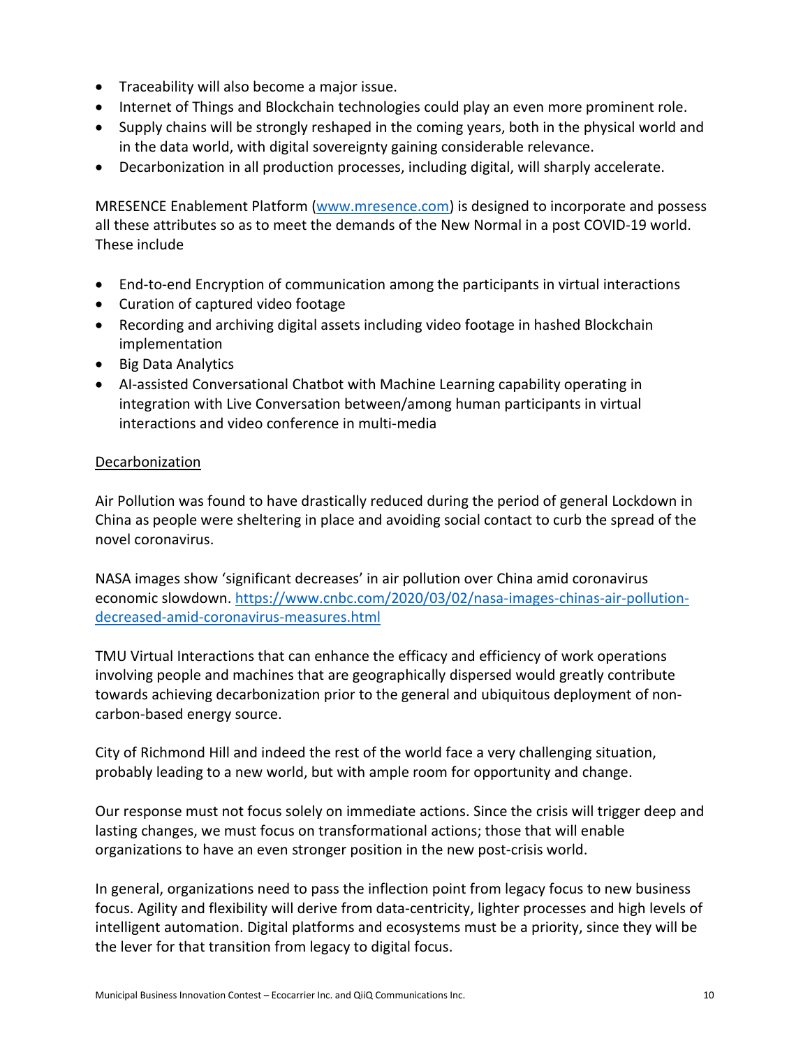- Traceability will also become a major issue.
- Internet of Things and Blockchain technologies could play an even more prominent role.
- Supply chains will be strongly reshaped in the coming years, both in the physical world and in the data world, with digital sovereignty gaining considerable relevance.
- Decarbonization in all production processes, including digital, will sharply accelerate.

MRESENCE Enablement Platform (www.mresence.com) is designed to incorporate and possess all these attributes so as to meet the demands of the New Normal in a post COVID-19 world. These include

- End-to-end Encryption of communication among the participants in virtual interactions
- Curation of captured video footage
- Recording and archiving digital assets including video footage in hashed Blockchain implementation
- Big Data Analytics
- AI-assisted Conversational Chatbot with Machine Learning capability operating in integration with Live Conversation between/among human participants in virtual interactions and video conference in multi-media

<u>Decarbonization</u>

Air Pollution was found to have drastically reduced during the period of general Lockdown in China as people were sheltering in place and avoiding social contact to curb the spread of the novel coronavirus.

NASA images show 'significant decreases' in air pollution over China amid coronavirus economic slowdown. https://www.cnbc.com/2020/03/02/nasa-images-chinas-air-pollution-decreased-amid-coronavirus-measures.html

TMU Virtual Interactions that can enhance the efficacy and efficiency of work operations involving people and machines that are geographically dispersed would greatly contribute towards achieving decarbonization prior to the general and ubiquitous deployment of non-carbon-based energy source.

City of Richmond Hill and indeed the rest of the world face a very challenging situation, probably leading to a new world, but with ample room for opportunity and change.

Our response must not focus solely on immediate actions. Since the crisis will trigger deep and lasting changes, we must focus on transformational actions; those that will enable organizations to have an even stronger position in the new post-crisis world.

In general, organizations need to pass the inflection point from legacy focus to new business focus. Agility and flexibility will derive from data-centricity, lighter processes and high levels of intelligent automation. Digital platforms and ecosystems must be a priority, since they will be the lever for that transition from legacy to digital focus.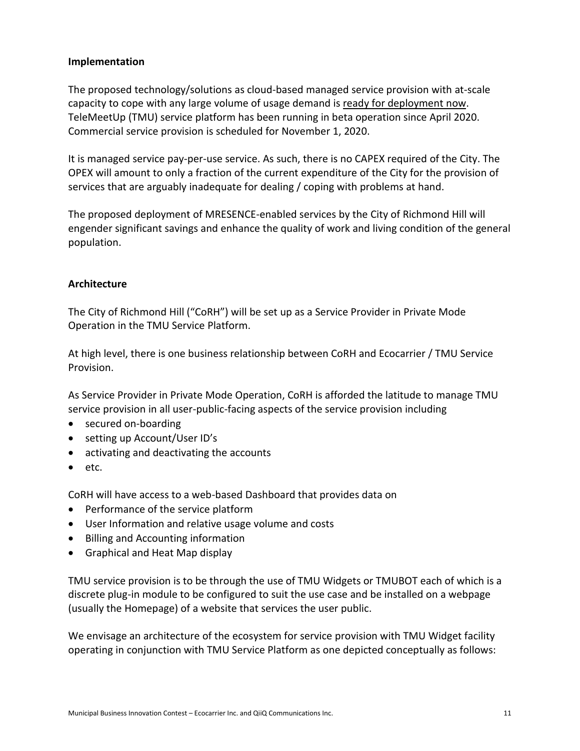**Implementation**

The proposed technology/solutions as cloud-based managed service provision with at-scale capacity to cope with any large volume of usage demand is <u>ready for deployment now</u>. TeleMeetUp (TMU) service platform has been running in beta operation since April 2020. Commercial service provision is scheduled for November 1, 2020.

It is managed service pay-per-use service. As such, there is no CAPEX required of the City. The OPEX will amount to only a fraction of the current expenditure of the City for the provision of services that are arguably inadequate for dealing / coping with problems at hand.

The proposed deployment of MRESENCE-enabled services by the City of Richmond Hill will engender significant savings and enhance the quality of work and living condition of the general population.

**Architecture**

The City of Richmond Hill ("CoRH") will be set up as a Service Provider in Private Mode Operation in the TMU Service Platform.

At high level, there is one business relationship between CoRH and Ecocarrier / TMU Service Provision.

As Service Provider in Private Mode Operation, CoRH is afforded the latitude to manage TMU service provision in all user-public-facing aspects of the service provision including

- secured on-boarding
- setting up Account/User ID's
- activating and deactivating the accounts
- etc.

CoRH will have access to a web-based Dashboard that provides data on

- Performance of the service platform
- User Information and relative usage volume and costs
- Billing and Accounting information
- Graphical and Heat Map display

TMU service provision is to be through the use of TMU Widgets or TMUBOT each of which is a discrete plug-in module to be configured to suit the use case and be installed on a webpage (usually the Homepage) of a website that services the user public.

We envisage an architecture of the ecosystem for service provision with TMU Widget facility operating in conjunction with TMU Service Platform as one depicted conceptually as follows: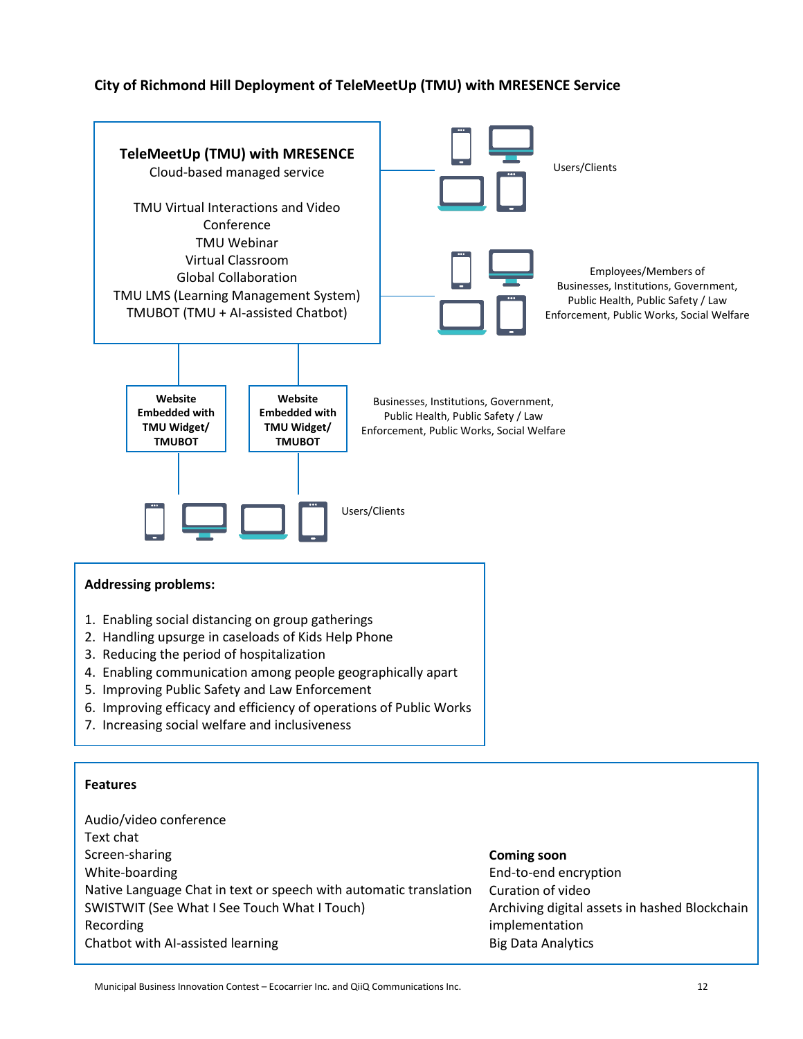**City of Richmond Hill Deployment of TeleMeetUp (TMU) with MRESENCE Service**

**TeleMeetUp (TMU) with MRESENCE**
Cloud-based managed service

TMU Virtual Interactions and Video Conference
TMU Webinar
Virtual Classroom
Global Collaboration
TMU LMS (Learning Management System)
TMUBOT (TMU + AI-assisted Chatbot)

Users/Clients

Employees/Members of Businesses, Institutions, Government, Public Health, Public Safety / Law Enforcement, Public Works, Social Welfare

**Website Embedded with TMU Widget/ TMUBOT**

**Website Embedded with TMU Widget/ TMUBOT**

Businesses, Institutions, Government, Public Health, Public Safety / Law Enforcement, Public Works, Social Welfare

Users/Clients

**Addressing problems:**

1. Enabling social distancing on group gatherings
2. Handling upsurge in caseloads of Kids Help Phone
3. Reducing the period of hospitalization
4. Enabling communication among people geographically apart
5. Improving Public Safety and Law Enforcement
6. Improving efficacy and efficiency of operations of Public Works
7. Increasing social welfare and inclusiveness

**Features**

Audio/video conference
Text chat
Screen-sharing
White-boarding
Native Language Chat in text or speech with automatic translation
SWISTWIT (See What I See Touch What I Touch)
Recording
Chatbot with AI-assisted learning

**Coming soon**
End-to-end encryption
Curation of video
Archiving digital assets in hashed Blockchain implementation
Big Data Analytics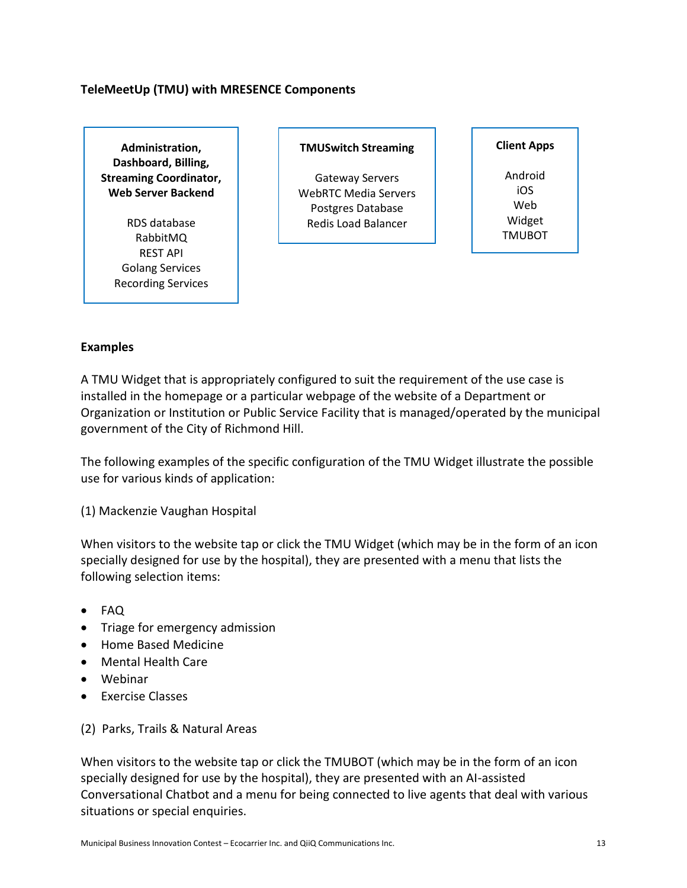**TeleMeetUp (TMU) with MRESENCE Components**

| **Administration, Dashboard, Billing, Streaming Coordinator, Web Server Backend** | **TMUSwitch Streaming** | **Client Apps** |
|---|---|---|
| RDS database | Gateway Servers | Android |
| RabbitMQ | WebRTC Media Servers | iOS |
| REST API | Postgres Database | Web |
| Golang Services | Redis Load Balancer | Widget |
| Recording Services | | TMUBOT |

**Examples**

A TMU Widget that is appropriately configured to suit the requirement of the use case is installed in the homepage or a particular webpage of the website of a Department or Organization or Institution or Public Service Facility that is managed/operated by the municipal government of the City of Richmond Hill.

The following examples of the specific configuration of the TMU Widget illustrate the possible use for various kinds of application:

(1) Mackenzie Vaughan Hospital

When visitors to the website tap or click the TMU Widget (which may be in the form of an icon specially designed for use by the hospital), they are presented with a menu that lists the following selection items:

- FAQ
- Triage for emergency admission
- Home Based Medicine
- Mental Health Care
- Webinar
- Exercise Classes

(2) Parks, Trails & Natural Areas

When visitors to the website tap or click the TMUBOT (which may be in the form of an icon specially designed for use by the hospital), they are presented with an AI-assisted Conversational Chatbot and a menu for being connected to live agents that deal with various situations or special enquiries.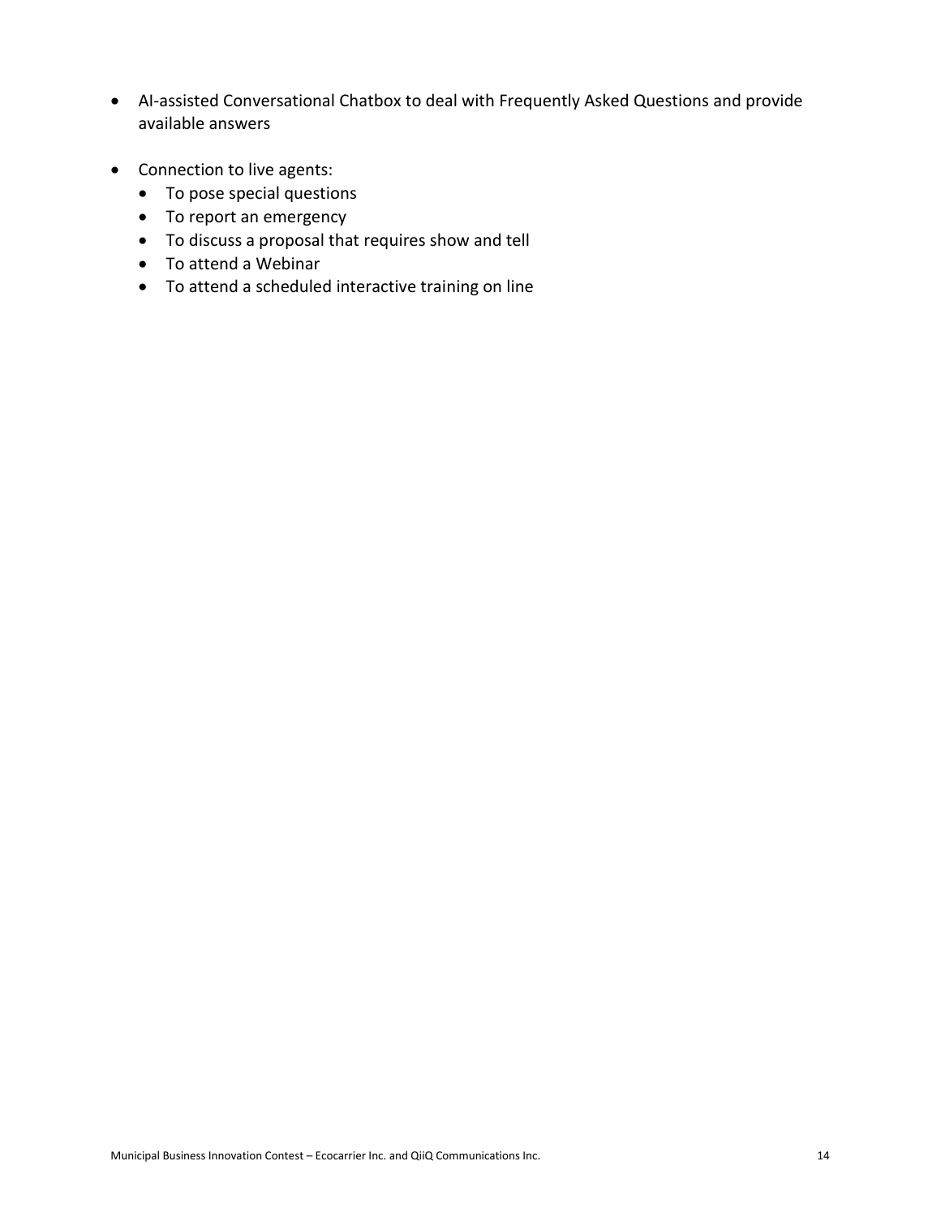- AI-assisted Conversational Chatbox to deal with Frequently Asked Questions and provide available answers

- Connection to live agents:
  - To pose special questions
  - To report an emergency
  - To discuss a proposal that requires show and tell
  - To attend a Webinar
  - To attend a scheduled interactive training on line